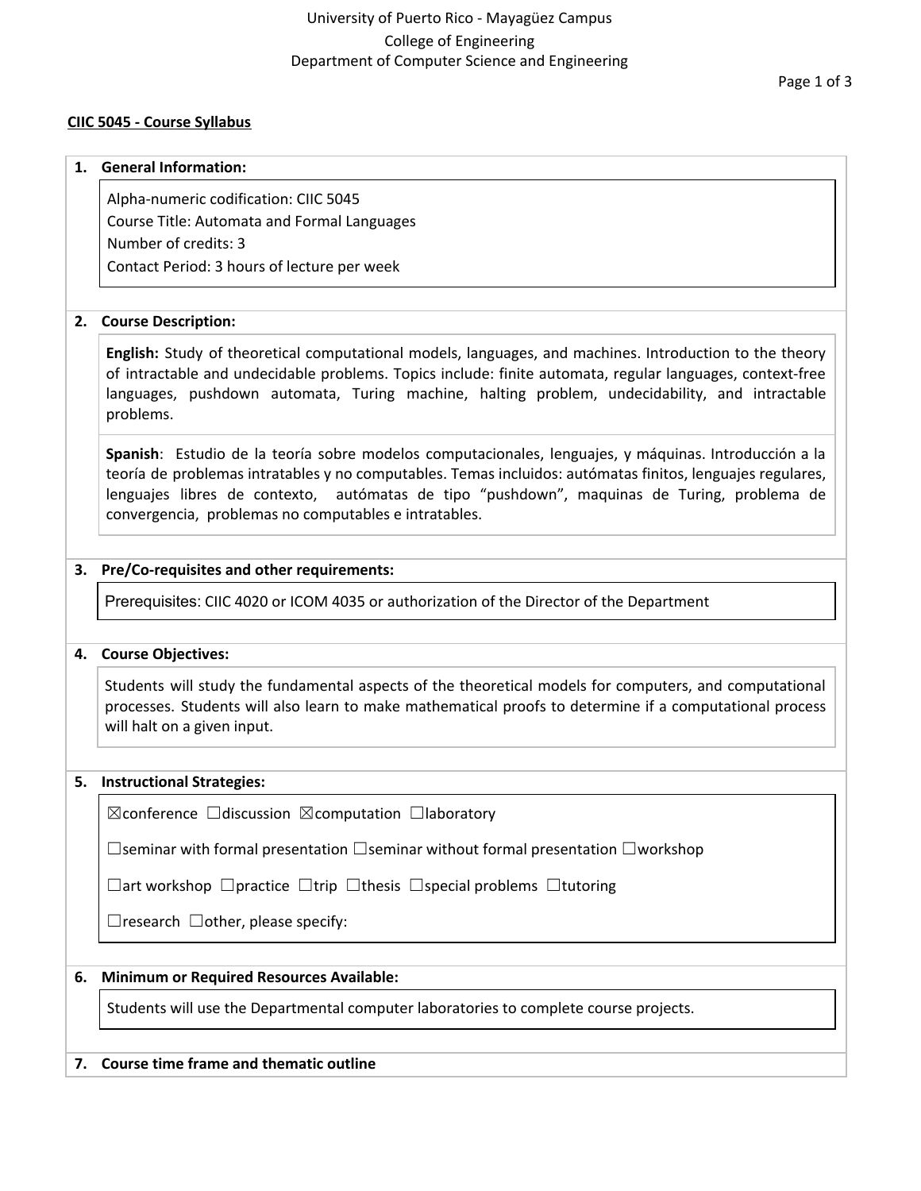University of Puerto Rico - Mayagüez Campus
College of Engineering
Department of Computer Science and Engineering

**CIIC 5045 - Course Syllabus**

## 1. General Information:

Alpha-numeric codification: CIIC 5045
Course Title: Automata and Formal Languages
Number of credits: 3
Contact Period: 3 hours of lecture per week

## 2. Course Description:

**English:** Study of theoretical computational models, languages, and machines. Introduction to the theory of intractable and undecidable problems. Topics include: finite automata, regular languages, context-free languages, pushdown automata, Turing machine, halting problem, undecidability, and intractable problems.

**Spanish**: Estudio de la teoría sobre modelos computacionales, lenguajes, y máquinas. Introducción a la teoría de problemas intratables y no computables. Temas incluidos: autómatas finitos, lenguajes regulares, lenguajes libres de contexto, autómatas de tipo "pushdown", maquinas de Turing, problema de convergencia, problemas no computables e intratables.

## 3. Pre/Co-requisites and other requirements:

Prerequisites: CIIC 4020 or ICOM 4035 or authorization of the Director of the Department

## 4. Course Objectives:

Students will study the fundamental aspects of the theoretical models for computers, and computational processes. Students will also learn to make mathematical proofs to determine if a computational process will halt on a given input.

## 5. Instructional Strategies:

☒conference ☐discussion ☒computation ☐laboratory

☐seminar with formal presentation ☐seminar without formal presentation ☐workshop

☐art workshop ☐practice ☐trip ☐thesis ☐special problems ☐tutoring

☐research ☐other, please specify:

## 6. Minimum or Required Resources Available:

Students will use the Departmental computer laboratories to complete course projects.

## 7. Course time frame and thematic outline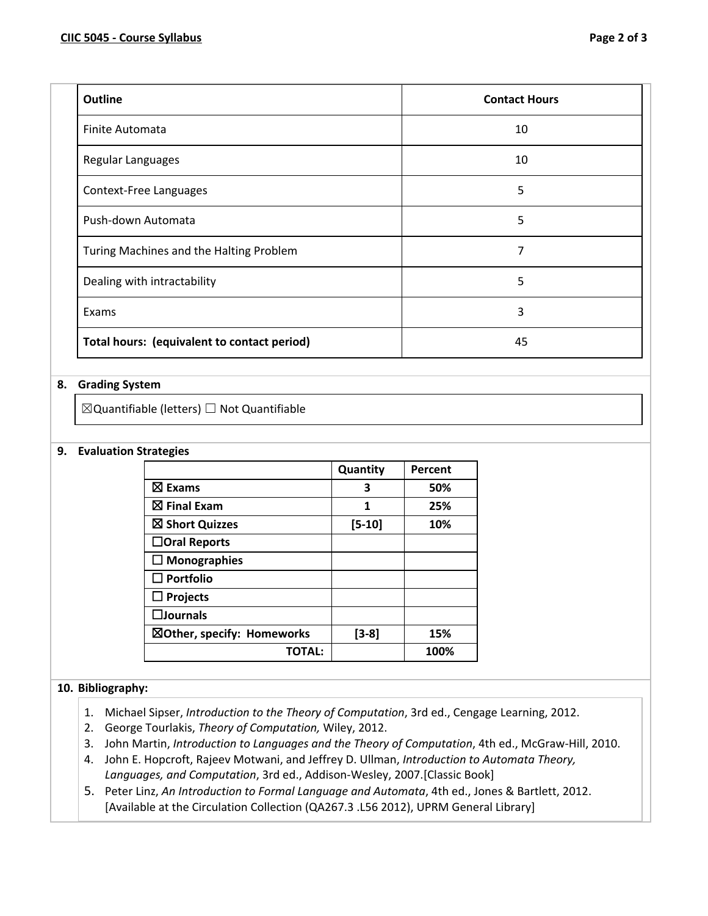| Outline | Contact Hours |
|---|---|
| Finite Automata | 10 |
| Regular Languages | 10 |
| Context-Free Languages | 5 |
| Push-down Automata | 5 |
| Turing Machines and the Halting Problem | 7 |
| Dealing with intractability | 5 |
| Exams | 3 |
| **Total hours: (equivalent to contact period)** | 45 |

## 8. Grading System

☒Quantifiable (letters) ☐ Not Quantifiable

## 9. Evaluation Strategies

| | Quantity | Percent |
|---|---|---|
| ☒ **Exams** | **3** | **50%** |
| ☒ **Final Exam** | **1** | **25%** |
| ☒ **Short Quizzes** | **[5-10]** | **10%** |
| ☐**Oral Reports** | | |
| ☐ **Monographies** | | |
| ☐ **Portfolio** | | |
| ☐ **Projects** | | |
| ☐**Journals** | | |
| ☒**Other, specify: Homeworks** | **[3-8]** | **15%** |
| **TOTAL:** | | **100%** |

## 10. Bibliography:

1. Michael Sipser, *Introduction to the Theory of Computation*, 3rd ed., Cengage Learning, 2012.
2. George Tourlakis, *Theory of Computation,* Wiley, 2012.
3. John Martin, *Introduction to Languages and the Theory of Computation*, 4th ed., McGraw-Hill, 2010.
4. John E. Hopcroft, Rajeev Motwani, and Jeffrey D. Ullman, *Introduction to Automata Theory, Languages, and Computation*, 3rd ed., Addison-Wesley, 2007.[Classic Book]
5. Peter Linz, *An Introduction to Formal Language and Automata*, 4th ed., Jones & Bartlett, 2012. [Available at the Circulation Collection (QA267.3 .L56 2012), UPRM General Library]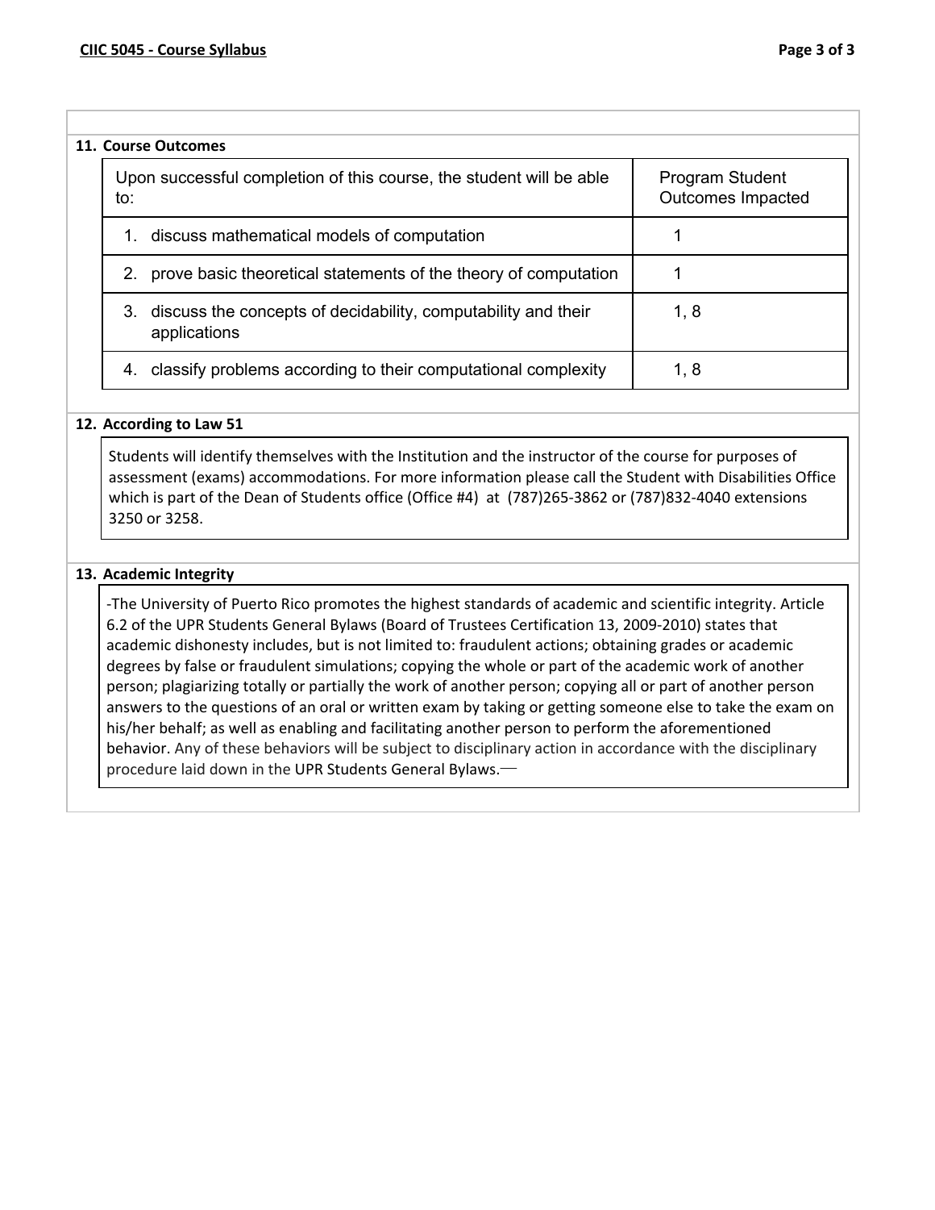**11. Course Outcomes**

| Upon successful completion of this course, the student will be able to: | Program Student Outcomes Impacted |
|---|---|
| 1. discuss mathematical models of computation | 1 |
| 2. prove basic theoretical statements of the theory of computation | 1 |
| 3. discuss the concepts of decidability, computability and their applications | 1, 8 |
| 4. classify problems according to their computational complexity | 1, 8 |

**12. According to Law 51**

Students will identify themselves with the Institution and the instructor of the course for purposes of assessment (exams) accommodations. For more information please call the Student with Disabilities Office which is part of the Dean of Students office (Office #4) at (787)265-3862 or (787)832-4040 extensions 3250 or 3258.

**13. Academic Integrity**

-The University of Puerto Rico promotes the highest standards of academic and scientific integrity. Article 6.2 of the UPR Students General Bylaws (Board of Trustees Certification 13, 2009-2010) states that academic dishonesty includes, but is not limited to: fraudulent actions; obtaining grades or academic degrees by false or fraudulent simulations; copying the whole or part of the academic work of another person; plagiarizing totally or partially the work of another person; copying all or part of another person answers to the questions of an oral or written exam by taking or getting someone else to take the exam on his/her behalf; as well as enabling and facilitating another person to perform the aforementioned behavior. Any of these behaviors will be subject to disciplinary action in accordance with the disciplinary procedure laid down in the UPR Students General Bylaws.